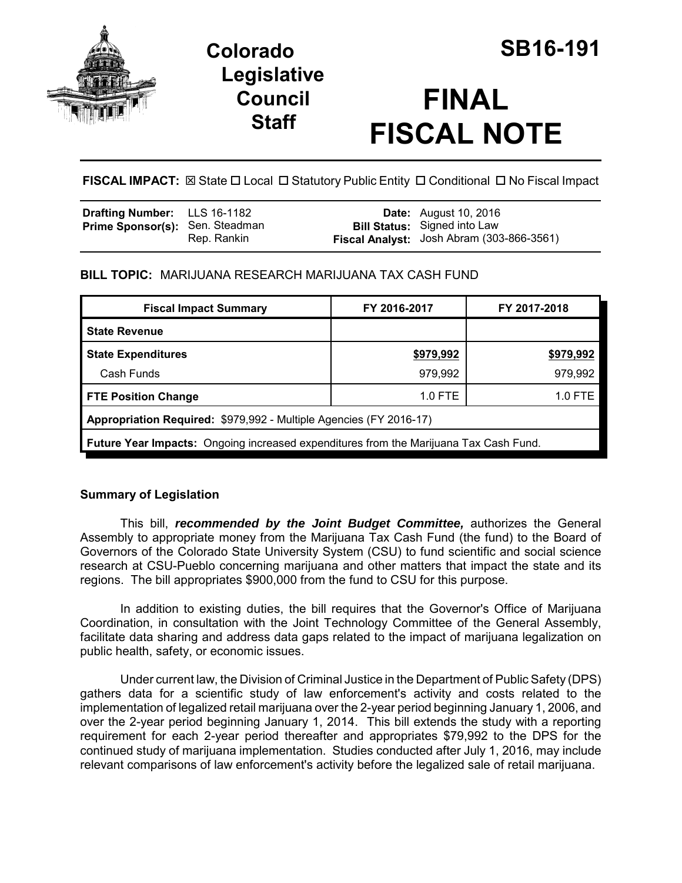# Colorado Legislative Council Staff

# SB16-191

# FINAL FISCAL NOTE

**FISCAL IMPACT:** ☒ State ☐ Local ☐ Statutory Public Entity ☐ Conditional ☐ No Fiscal Impact

| | | | |
|---|---|---|---|
| **Drafting Number:** | LLS 16-1182 | **Date:** | August 10, 2016 |
| **Prime Sponsor(s):** | Sen. Steadman<br>Rep. Rankin | **Bill Status:** | Signed into Law |
| | | **Fiscal Analyst:** | Josh Abram (303-866-3561) |

**BILL TOPIC:** MARIJUANA RESEARCH MARIJUANA TAX CASH FUND

| Fiscal Impact Summary | FY 2016-2017 | FY 2017-2018 |
|---|---|---|
| **State Revenue** | | |
| **State Expenditures** | **$979,992** | **$979,992** |
| Cash Funds | 979,992 | 979,992 |
| **FTE Position Change** | 1.0 FTE | 1.0 FTE |
| **Appropriation Required:** $979,992 - Multiple Agencies (FY 2016-17) | | |
| **Future Year Impacts:** Ongoing increased expenditures from the Marijuana Tax Cash Fund. | | |

## Summary of Legislation

This bill, ***recommended by the Joint Budget Committee,*** authorizes the General Assembly to appropriate money from the Marijuana Tax Cash Fund (the fund) to the Board of Governors of the Colorado State University System (CSU) to fund scientific and social science research at CSU-Pueblo concerning marijuana and other matters that impact the state and its regions. The bill appropriates $900,000 from the fund to CSU for this purpose.

In addition to existing duties, the bill requires that the Governor's Office of Marijuana Coordination, in consultation with the Joint Technology Committee of the General Assembly, facilitate data sharing and address data gaps related to the impact of marijuana legalization on public health, safety, or economic issues.

Under current law, the Division of Criminal Justice in the Department of Public Safety (DPS) gathers data for a scientific study of law enforcement's activity and costs related to the implementation of legalized retail marijuana over the 2-year period beginning January 1, 2006, and over the 2-year period beginning January 1, 2014. This bill extends the study with a reporting requirement for each 2-year period thereafter and appropriates $79,992 to the DPS for the continued study of marijuana implementation. Studies conducted after July 1, 2016, may include relevant comparisons of law enforcement's activity before the legalized sale of retail marijuana.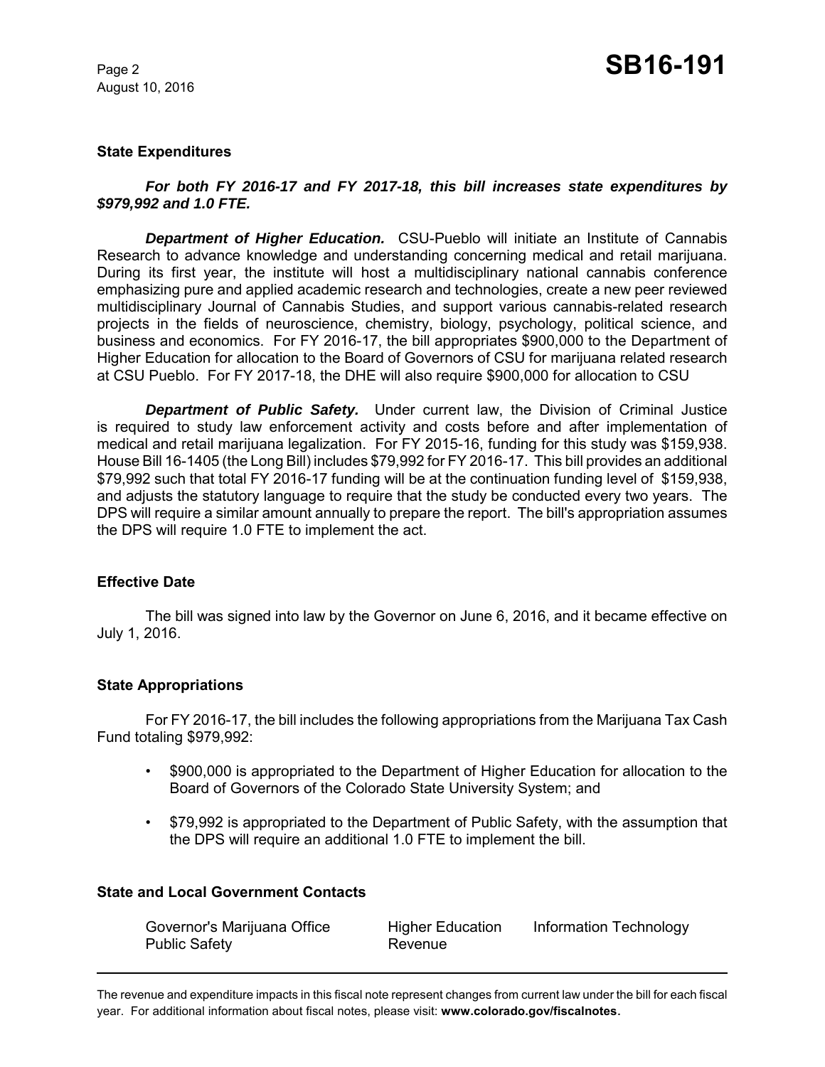### State Expenditures

***For both FY 2016-17 and FY 2017-18, this bill increases state expenditures by $979,992 and 1.0 FTE.***

***Department of Higher Education.*** CSU-Pueblo will initiate an Institute of Cannabis Research to advance knowledge and understanding concerning medical and retail marijuana. During its first year, the institute will host a multidisciplinary national cannabis conference emphasizing pure and applied academic research and technologies, create a new peer reviewed multidisciplinary Journal of Cannabis Studies, and support various cannabis-related research projects in the fields of neuroscience, chemistry, biology, psychology, political science, and business and economics. For FY 2016-17, the bill appropriates $900,000 to the Department of Higher Education for allocation to the Board of Governors of CSU for marijuana related research at CSU Pueblo. For FY 2017-18, the DHE will also require $900,000 for allocation to CSU

***Department of Public Safety.*** Under current law, the Division of Criminal Justice is required to study law enforcement activity and costs before and after implementation of medical and retail marijuana legalization. For FY 2015-16, funding for this study was $159,938. House Bill 16-1405 (the Long Bill) includes $79,992 for FY 2016-17. This bill provides an additional $79,992 such that total FY 2016-17 funding will be at the continuation funding level of $159,938, and adjusts the statutory language to require that the study be conducted every two years. The DPS will require a similar amount annually to prepare the report. The bill's appropriation assumes the DPS will require 1.0 FTE to implement the act.

### Effective Date

The bill was signed into law by the Governor on June 6, 2016, and it became effective on July 1, 2016.

### State Appropriations

For FY 2016-17, the bill includes the following appropriations from the Marijuana Tax Cash Fund totaling $979,992:

- $900,000 is appropriated to the Department of Higher Education for allocation to the Board of Governors of the Colorado State University System; and
- $79,992 is appropriated to the Department of Public Safety, with the assumption that the DPS will require an additional 1.0 FTE to implement the bill.

### State and Local Government Contacts

| | | |
|---|---|---|
| Governor's Marijuana Office | Higher Education | Information Technology |
| Public Safety | Revenue | |

The revenue and expenditure impacts in this fiscal note represent changes from current law under the bill for each fiscal year. For additional information about fiscal notes, please visit: **www.colorado.gov/fiscalnotes.**